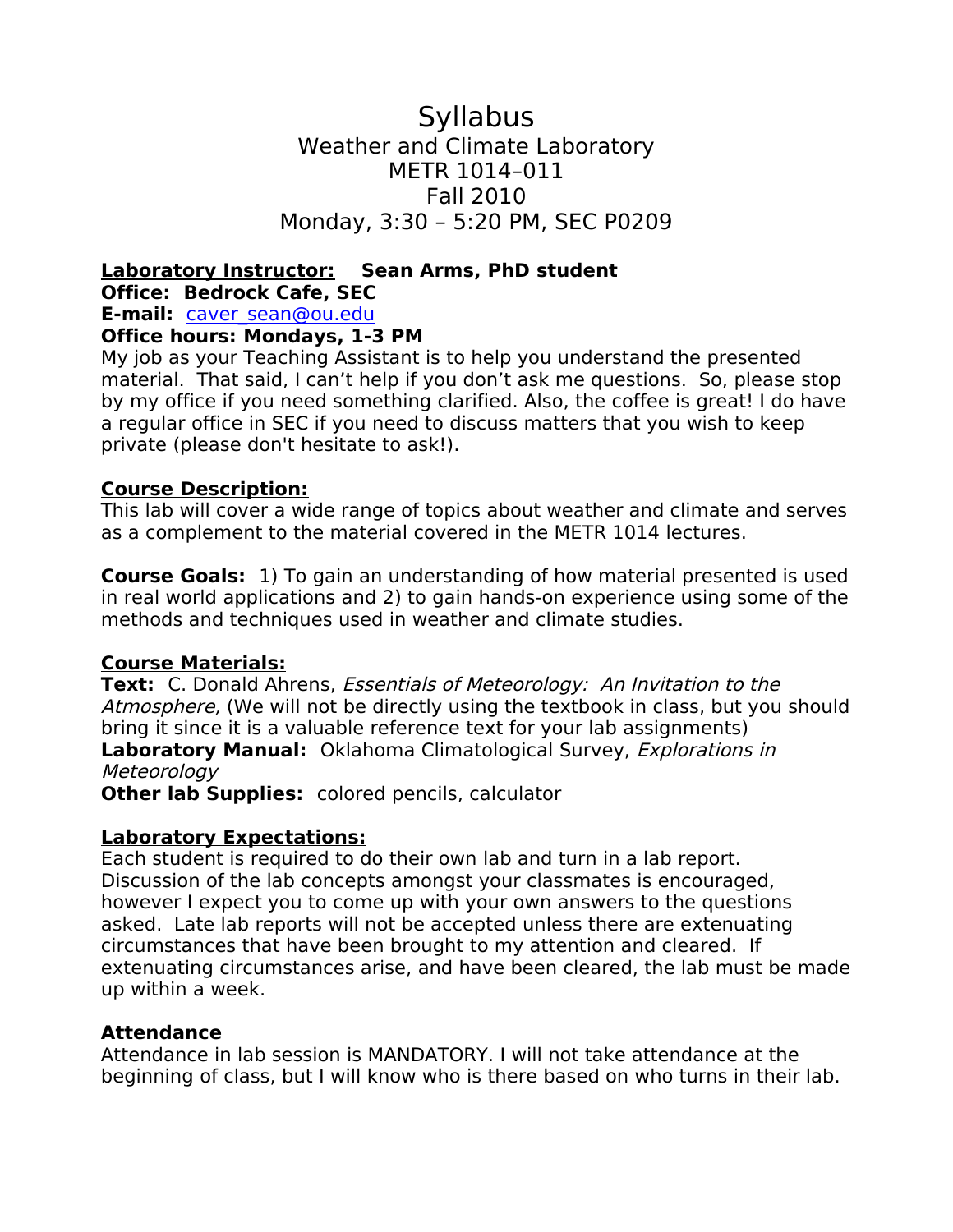# Syllabus

## Weather and Climate Laboratory
## METR 1014–011
## Fall 2010
## Monday, 3:30 – 5:20 PM, SEC P0209

**Laboratory Instructor:** **Sean Arms, PhD student**
**Office: Bedrock Cafe, SEC**
**E-mail:** caver_sean@ou.edu
**Office hours: Mondays, 1-3 PM**

My job as your Teaching Assistant is to help you understand the presented material. That said, I can't help if you don't ask me questions. So, please stop by my office if you need something clarified. Also, the coffee is great! I do have a regular office in SEC if you need to discuss matters that you wish to keep private (please don't hesitate to ask!).

**Course Description:**
This lab will cover a wide range of topics about weather and climate and serves as a complement to the material covered in the METR 1014 lectures.

**Course Goals:** 1) To gain an understanding of how material presented is used in real world applications and 2) to gain hands-on experience using some of the methods and techniques used in weather and climate studies.

**Course Materials:**
**Text:** C. Donald Ahrens, *Essentials of Meteorology: An Invitation to the Atmosphere,* (We will not be directly using the textbook in class, but you should bring it since it is a valuable reference text for your lab assignments)
**Laboratory Manual:** Oklahoma Climatological Survey, *Explorations in Meteorology*
**Other lab Supplies:** colored pencils, calculator

**Laboratory Expectations:**
Each student is required to do their own lab and turn in a lab report. Discussion of the lab concepts amongst your classmates is encouraged, however I expect you to come up with your own answers to the questions asked. Late lab reports will not be accepted unless there are extenuating circumstances that have been brought to my attention and cleared. If extenuating circumstances arise, and have been cleared, the lab must be made up within a week.

**Attendance**
Attendance in lab session is MANDATORY. I will not take attendance at the beginning of class, but I will know who is there based on who turns in their lab.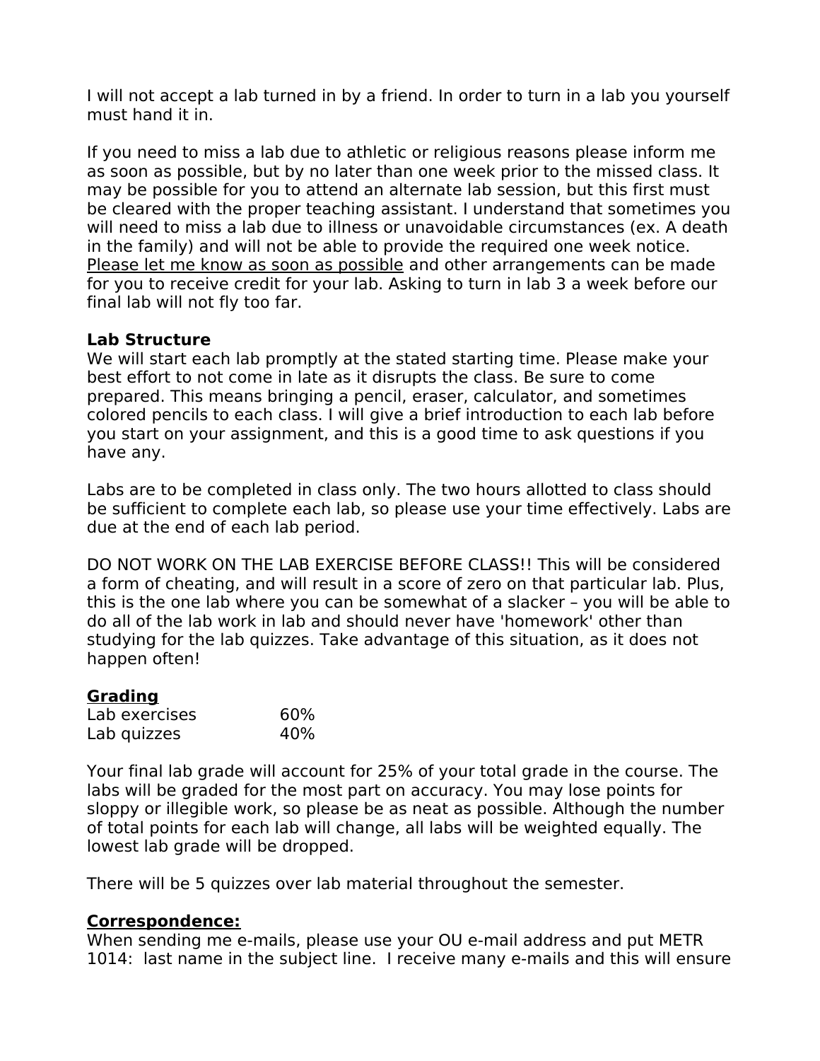I will not accept a lab turned in by a friend. In order to turn in a lab you yourself must hand it in.

If you need to miss a lab due to athletic or religious reasons please inform me as soon as possible, but by no later than one week prior to the missed class. It may be possible for you to attend an alternate lab session, but this first must be cleared with the proper teaching assistant. I understand that sometimes you will need to miss a lab due to illness or unavoidable circumstances (ex. A death in the family) and will not be able to provide the required one week notice. <u>Please let me know as soon as possible</u> and other arrangements can be made for you to receive credit for your lab. Asking to turn in lab 3 a week before our final lab will not fly too far.

**Lab Structure**
We will start each lab promptly at the stated starting time. Please make your best effort to not come in late as it disrupts the class. Be sure to come prepared. This means bringing a pencil, eraser, calculator, and sometimes colored pencils to each class. I will give a brief introduction to each lab before you start on your assignment, and this is a good time to ask questions if you have any.

Labs are to be completed in class only. The two hours allotted to class should be sufficient to complete each lab, so please use your time effectively. Labs are due at the end of each lab period.

DO NOT WORK ON THE LAB EXERCISE BEFORE CLASS!! This will be considered a form of cheating, and will result in a score of zero on that particular lab. Plus, this is the one lab where you can be somewhat of a slacker – you will be able to do all of the lab work in lab and should never have 'homework' other than studying for the lab quizzes. Take advantage of this situation, as it does not happen often!

**<u>Grading</u>**

| | |
|---|---|
| Lab exercises | 60% |
| Lab quizzes | 40% |

Your final lab grade will account for 25% of your total grade in the course. The labs will be graded for the most part on accuracy. You may lose points for sloppy or illegible work, so please be as neat as possible. Although the number of total points for each lab will change, all labs will be weighted equally. The lowest lab grade will be dropped.

There will be 5 quizzes over lab material throughout the semester.

**<u>Correspondence:</u>**
When sending me e-mails, please use your OU e-mail address and put METR 1014: last name in the subject line. I receive many e-mails and this will ensure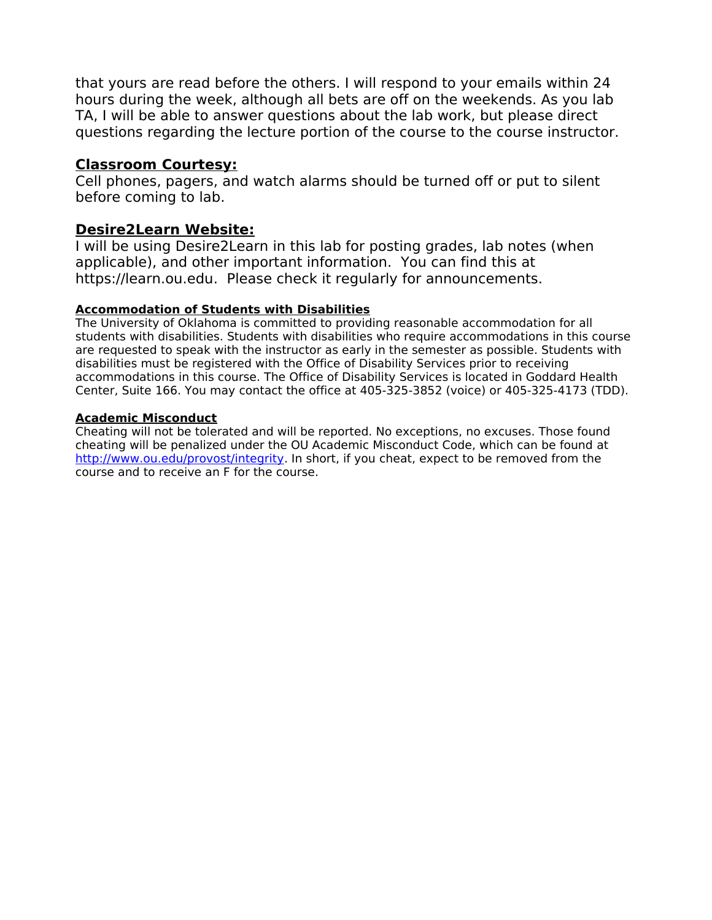that yours are read before the others. I will respond to your emails within 24 hours during the week, although all bets are off on the weekends. As you lab TA, I will be able to answer questions about the lab work, but please direct questions regarding the lecture portion of the course to the course instructor.

## Classroom Courtesy:

Cell phones, pagers, and watch alarms should be turned off or put to silent before coming to lab.

## Desire2Learn Website:

I will be using Desire2Learn in this lab for posting grades, lab notes (when applicable), and other important information. You can find this at https://learn.ou.edu. Please check it regularly for announcements.

### Accommodation of Students with Disabilities

The University of Oklahoma is committed to providing reasonable accommodation for all students with disabilities. Students with disabilities who require accommodations in this course are requested to speak with the instructor as early in the semester as possible. Students with disabilities must be registered with the Office of Disability Services prior to receiving accommodations in this course. The Office of Disability Services is located in Goddard Health Center, Suite 166. You may contact the office at 405-325-3852 (voice) or 405-325-4173 (TDD).

### Academic Misconduct

Cheating will not be tolerated and will be reported. No exceptions, no excuses. Those found cheating will be penalized under the OU Academic Misconduct Code, which can be found at http://www.ou.edu/provost/integrity. In short, if you cheat, expect to be removed from the course and to receive an F for the course.